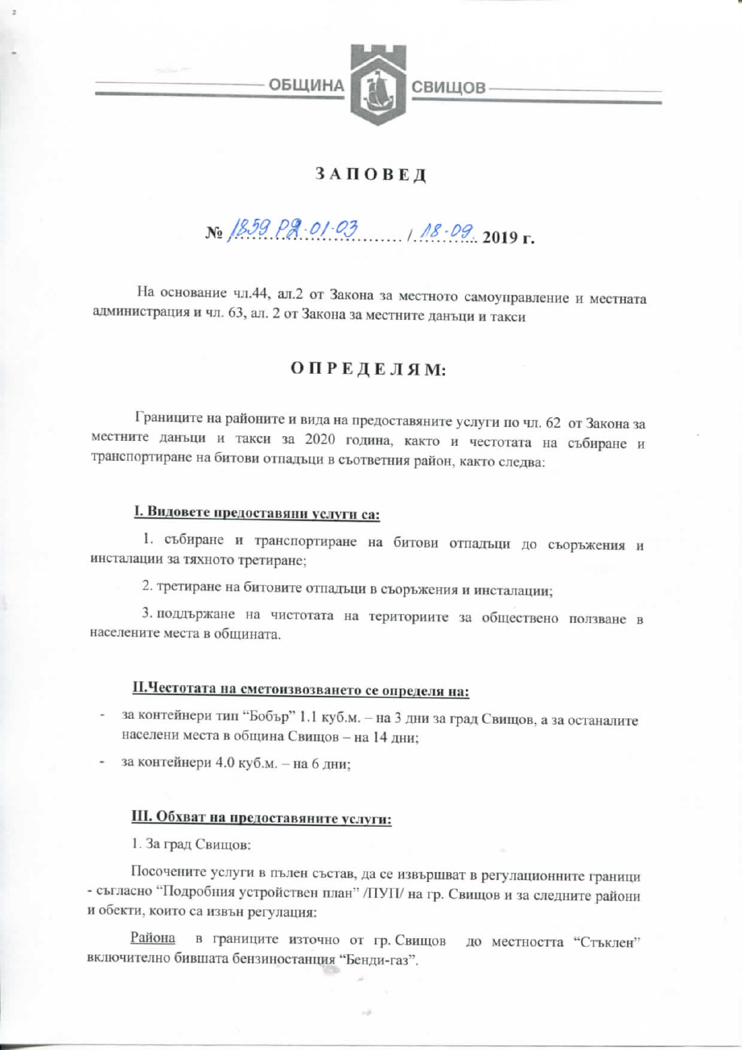ОБЩИНА СВИЩОВ

# ЗАПОВЕД

№ 1859 РД-01-03 / 18.09. 2019 г.

На основание чл.44, ал.2 от Закона за местното самоуправление и местната администрация и чл. 63, ал. 2 от Закона за местните данъци и такси

## ОПРЕДЕЛЯМ:

Границите на районите и вида на предоставяните услуги по чл. 62 от Закона за местните данъци и такси за 2020 година, както и честотата на събиране и транспортиране на битови отпадъци в съответния район, както следва:

**I. Видовете предоставяни услуги са:**

1. събиране и транспортиране на битови отпадъци до съоръжения и инсталации за тяхното третиране;

2. третиране на битовите отпадъци в съоръжения и инсталации;

3. поддържане на чистотата на териториите за обществено ползване в населените места в общината.

**II.Честотата на сметоизвозването се определя на:**

- за контейнери тип "Бобър" 1.1 куб.м. – на 3 дни за град Свищов, а за останалите населени места в община Свищов – на 14 дни;
- за контейнери 4.0 куб.м. – на 6 дни;

**III. Обхват на предоставяните услуги:**

1. За град Свищов:

Посочените услуги в пълен състав, да се извършват в регулационните граници - съгласно "Подробния устройствен план" /ПУП/ на гр. Свищов и за следните райони и обекти, които са извън регулация:

Района в границите източно от гр. Свищов до местността "Стъклен" включително бившата бензиностанция "Бенди-газ".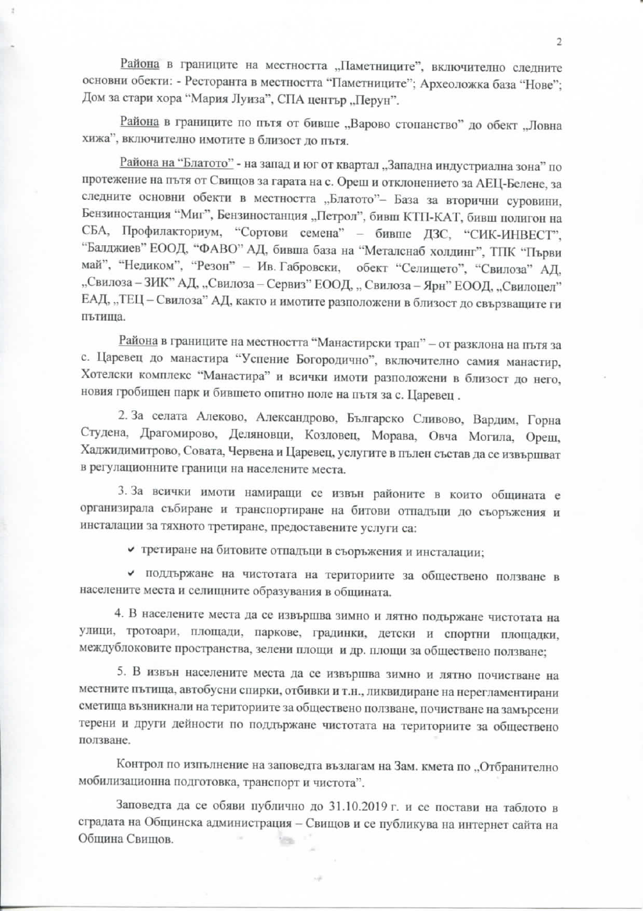Района в границите на местността „Паметниците", включително следните основни обекти: - Ресторанта в местността "Паметниците"; Археложка база "Нове"; Дом за стари хора "Мария Луиза", СПА център „Перун".

Района в границите по пътя от бивше „Варово стопанство" до обект „Ловна хижа", включително имотите в близост до пътя.

Района на "Блатото" - на запад и юг от квартал „Западна индустриална зона" по протежение на пътя от Свищов за гарата на с. Ореш и отклонението за АЕЦ-Белене, за следните основни обекти в местността „Блатото"– База за вторични суровини, Бензиностанция "Миг", Бензиностанция „Петрол", бивш КТП-КАТ, бивш полигон на СБА, Профилакториум, "Сортови семена" – бивше ДЗС, "СИК-ИНВЕСТ", "Балджиев" ЕООД, "ФАВО" АД, бивша база на "Металснаб холдинг", ТПК "Първи май", "Недиком", "Резон" – Ив. Габровски, обект "Селището", "Свилоза" АД, „Свилоза – ЗИК" АД, „Свилоза – Сервиз" ЕООД, „ Свилоза – Ярн" ЕООД, „Свилоцел" ЕАД, „ТЕЦ – Свилоза" АД, както и имотите разположени в близост до свързващите ги пътища.

Района в границите на местността "Манастирски трап" – от разклона на пътя за с. Царевец до манастира "Успение Богородично", включително самия манастир, Хотелски комплекс "Манастира" и всички имоти разположени в близост до него, новия гробищен парк и бившето опитно поле на пътя за с. Царевец .

2. За селата Алеково, Александрово, Българско Сливово, Вардим, Горна Студена, Драгомирово, Деляновци, Козловец, Морава, Овча Могила, Ореш, Хаджидимитрово, Совата, Червена и Царевец, услугите в пълен състав да се извършват в регулационните граници на населените места.

3. За всички имоти намиращи се извън районите в които общината е организирала събиране и транспортиране на битови отпадъци до съоръжения и инсталации за тяхното третиране, предоставените услуги са:

- третиране на битовите отпадъци в съоръжения и инсталации;
- поддържане на чистотата на териториите за обществено ползване в населените места и селищните образувания в общината.

4. В населените места да се извършва зимно и лятно подържане чистотата на улици, тротоари, площади, паркове, градинки, детски и спортни площадки, междублоковите пространства, зелени площи и др. площи за обществено ползване;

5. В извън населените места да се извършва зимно и лятно почистване на местните пътища, автобусни спирки, отбивки и т.н., ликвидиране на нерегламентирани сметища възникнали на териториите за обществено ползване, почистване на замърсени терени и други дейности по поддържане чистотата на териториите за обществено ползване.

Контрол по изпълнение на заповедта възлагам на Зам. кмета по „Отбранително мобилизационна подготовка, транспорт и чистота".

Заповедта да се обяви публично до 31.10.2019 г. и се постави на таблото в сградата на Общинска администрация – Свищов и се публикува на интернет сайта на Община Свищов.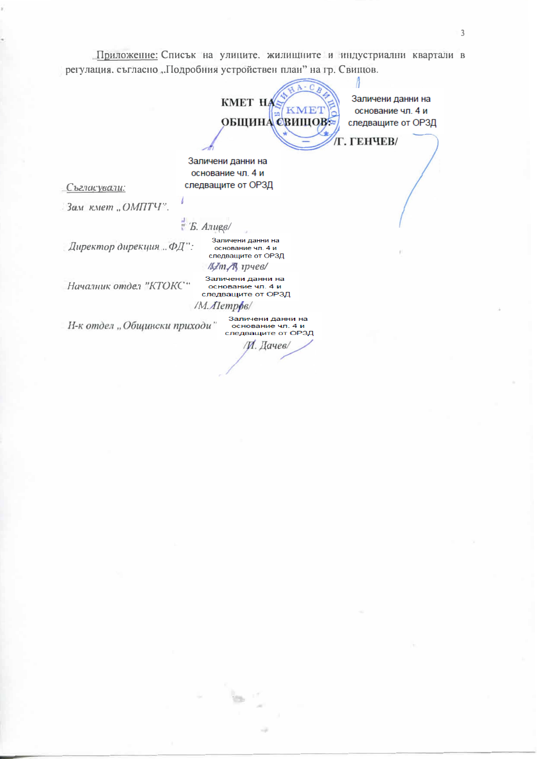Приложение: Списък на улиците, жилищните и индустриални квартали в регулация, съгласно „Подробния устройствен план" на гр. Свищов.

**КМЕТ НА ОБЩИНА СВИЩОВ:**

Заличени данни на основание чл. 4 и следващите от ОРЗД

**/Г. ГЕНЧЕВ/**

Заличени данни на основание чл. 4 и следващите от ОРЗД

*Съгласували:*

*Зам кмет „ОМПТЧ".*

*/Б. Алиев/*

*Директор дирекция „ФД":*

Заличени данни на основание чл. 4 и следващите от ОРЗД

*/Ст. Върчев/*

*Началник отдел "КТОКС"*

Заличени данни на основание чл. 4 и следващите от ОРЗД

*/М. Петров/*

*Н-к отдел „Общински приходи"*

Заличени данни на основание чл. 4 и следващите от ОРЗД

*/И. Дачев/*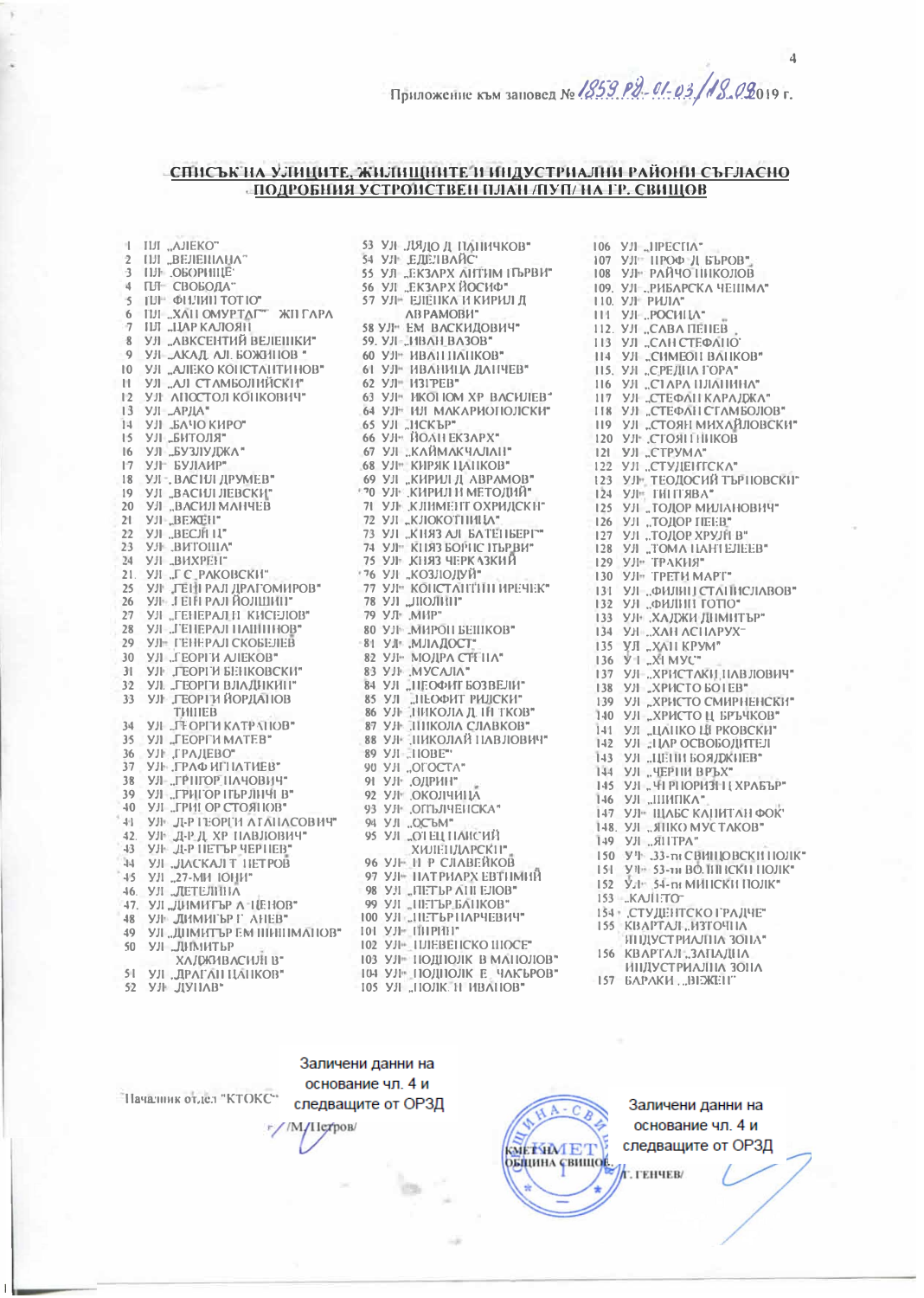Приложение към заповед № 1859 РД-01-03/18.02.2019 г.

## СПИСЪК НА УЛИЦИТЕ, ЖИЛИЩНИТЕ И ИНДУСТРИАЛНИ РАЙОНИ СЪГЛАСНО ПОДРОБНИЯ УСТРОЙСТВЕН ПЛАН /ПУП/ НА ГР. СВИЩОВ

1 ПЛ „АЛЕКО"
2 ПЛ „ВЕЛЕШНАЦА"
3 ПЛ „ОБОРИЩЕ"
4 ПЛ „СВОБОДА"
5 ПЛ „ФИЛИП ТОТЮ"
6 ПЛ „ХАН ОМУРТАГ" ЖП ГАРА
7 ПЛ „ЦАР КАЛОЯН"
8 УЛ „АВКСЕНТИЙ ВЕЛЕШКИ"
9 УЛ „АКАД. АЛ. БОЖИНОВ"
10 УЛ „АЛЕКО КОНСТАНТИНОВ"
11 УЛ „АЛ СТАМБОЛИЙСКИ"
12 УЛ „АПОСТОЛ КОНКОВИЧ"
13 УЛ „АРДА"
14 УЛ „БАЧО КИРО"
15 УЛ „БИТОЛЯ"
16 УЛ „БУЗЛУДЖА"
17 УЛ „БУЛАИР"
18 УЛ „ВАСИЛ ДРУМЕВ"
19 УЛ „ВАСИЛ ЛЕВСКИ"
20 УЛ „ВАСИЛ МАНЧЕВ"
21 УЛ „ВЕЖЕН"
22 УЛ „ВЕСЛЕЦ"
23 УЛ „ВИТОША"
24 УЛ „ВИХРЕН"
21. УЛ „Г С РАКОВСКИ"
25 УЛ „ГЕНЕРАЛ ДРАГОМИРОВ"
26 УЛ „ГЕНЕРАЛ ЙОЛШИН"
27 УЛ „ГЕНЕРАЛ КИСЕЛЮВ"
28 УЛ „ГЕНЕРАЛ НАЩОКИН"
29 УЛ „ГЕНЕРАЛ СКОБЕЛЕВ"
30 УЛ „ГЕОРГИ АЛЕКОВ"
31 УЛ „ГЕОРГИ БЕНКОВСКИ"
32 УЛ „ГЕОРГИ ВЛАДИКИН"
33 УЛ „ГЕОРГИ ЙОРДАНОВ ТИНЕВ"
34 УЛ „ГЕОРГИ КАТРАНОВ"
35 УЛ „ГЕОРГИ МАТЕВ"
36 УЛ „ГРАДЕВО"
37 УЛ „ГРАФ ИГНАТИЕВ"
38 УЛ „ГРИГОР НАЧОВИЧ"
39 УЛ „ГРИГОР ПЪРЛИЧЕВ"
40 УЛ „ГРИГОР СТОЯНОВ"
41 УЛ „Д-Р ГЕОРГИ АТАНАСОВИЧ"
42. УЛ „Д-Р Д. ХР ПАВЛОВИЧ"
43 УЛ „Д-Р ПЕТЪР ЧЕРНЕВ"
44 УЛ „ДАСКАЛ Т. ПЕТРОВ"
45 УЛ „27-МИ ЮНИ"
46. УЛ „ДЕТЕЛИНА"
47. УЛ „ДИМИТЪР А. ЦЕНОВ"
48 УЛ „ДИМИТЪР Г. АНЕВ"
49 УЛ „ДИМИТЪР ЕМ ШИШМАНОВ"
50 УЛ „ДИМИТЪР ХАДЖИВАСИЛЕВ"
51 УЛ „ДРАГАН ЦАНКОВ"
52 УЛ „ДУНАВ"
53 УЛ „ДЯДО Д. ПАНИЧКОВ"
54 УЛ „ЕДЕЛВАЙС"
55 УЛ „ЕКЗАРХ АНТИМ ПЪРВИ"
56 УЛ „ЕКЗАРХ ЙОСИФ"
57 УЛ „ЕЛЕНКА И КИРИЛ Д АВРАМОВИ"
58 УЛ „ЕМ ВАСКИДОВИЧ"
59. УЛ „ИВАН ВАЗОВ"
60 УЛ „ИВАН ПАНКОВ"
61 УЛ „ИВАНИЦА ДАНЧЕВ"
62 УЛ „ИЗГРЕВ"
63 УЛ „ИКОНОМ ХР ВАСИЛЕВ"
64 УЛ „ИЛ МАКАРИОПОЛСКИ"
65 УЛ „ИСКЪР"
66 УЛ „ЙОАН ЕКЗАРХ"
67 УЛ „КАЙМАКЧАЛАН"
68 УЛ „КИРЯК ЦАНКОВ"
69 УЛ „КИРИЛ Д. АВРАМОВ"
70 УЛ „КИРИЛ И МЕТОДИЙ"
71 УЛ „КЛИМЕНТ ОХРИДСКИ"
72 УЛ „КЛОКОТНИЦА"
73 УЛ „КНЯЗ АЛ. БАТЕНБЕРГ"
74 УЛ „КНЯЗ БОРИС ПЪРВИ"
75 УЛ „КНЯЗ ЧЕРКАЗКИЙ"
76 УЛ „КОЗЛОДУЙ"
77 УЛ „КОНСТАНТИН ИРЕЧЕК"
78 УЛ „ЛЮЛИН"
79 УЛ „МИР"
80 УЛ „МИРОН БЕШКОВ"
81 УЛ „МЛАДОСТ"
82 УЛ „МОДРА СТЕНА"
83 УЛ „МУСАЛА"
84 УЛ „НЕОФИТ БОЗВЕЛИ"
85 УЛ „НЕОФИТ РИЛСКИ"
86 УЛ „НИКОЛА Д. ПЕТКОВ"
87 УЛ „НИКОЛА СЛАВКОВ"
88 УЛ „НИКОЛАЙ ПАВЛОВИЧ"
89 УЛ „НОВЕ"
90 УЛ „ОГОСТА"
91 УЛ „ОДРИН"
92 УЛ „ОКОЛЧИЦА"
93 УЛ „ОПЪЛЧЕНСКА"
94 УЛ „ОСЪМ"
95 УЛ „ОТЕЦ ПАИСИЙ ХИЛЕНДАРСКИ"
96 УЛ „П. Р. СЛАВЕЙКОВ"
97 УЛ „ПАТРИАРХ ЕВТИМИЙ"
98 УЛ „ПЕТЪР АНГЕЛОВ"
99 УЛ „ПЕТЪР БАНКОВ"
100 УЛ „ПЕТЪР ПАРЧЕВИЧ"
101 УЛ „ПИРИН"
102 УЛ „ПЛЕВЕНСКО ШОСЕ"
103 УЛ „ПОДПОЛК. В. МАНОЛОВ"
104 УЛ „ПОДПОЛК. Е. ЧАКЪРОВ"
105 УЛ „ПОЛК. Н. ИВАНОВ"
106 УЛ „ПРЕСПА"
107 УЛ „ПРОФ. Д. БЪРОВ"
108 УЛ „РАЙЧО НИКОЛОВ"
109. УЛ „РИБАРСКА ЧЕШМА"
110. УЛ „РИЛА"
111 УЛ „РОСИЦА"
112. УЛ „САВА ПЕНЕВ"
113 УЛ „САН СТЕФАНО"
114 УЛ „СИМЕОН ВАНКОВ"
115. УЛ „СРЕДНА ГОРА"
116 УЛ „СТАРА ПЛАНИНА"
117 УЛ „СТЕФАН КАРАДЖА"
118 УЛ „СТЕФАН СТАМБОЛОВ"
119 УЛ „СТОЯН МИХАЙЛОВСКИ"
120 УЛ „СТОЯН НИКОВ"
121 УЛ „СТРУМА"
122 УЛ „СТУДЕНТСКА"
123 УЛ „ТЕОДОСИЙ ТЪРНОВСКИ"
124 УЛ „ТИНТЯВА"
125 УЛ „ТОДОР МИЛАНОВИЧ"
126 УЛ „ТОДОР ПЕЕВ"
127 УЛ „ТОДОР ХРУЛЕВ"
128 УЛ „ТОМА ПАНТЕЛЕЕВ"
129 УЛ „ТРАКИЯ"
130 УЛ „ТРЕТИ МАРТ"
131 УЛ „ФИЛИП СТАНИСЛАВОВ"
132 УЛ „ФИЛИП ТОТЮ"
133 УЛ „ХАДЖИ ДИМИТЪР"
134 УЛ „ХАН АСПАРУХ"
135 УЛ „ХАН КРУМ"
136 УЛ „ХЕМУС"
137 УЛ „ХРИСТАКИ ПАВЛОВИЧ"
138 УЛ „ХРИСТО БОТЕВ"
139 УЛ „ХРИСТО СМИРНЕНСКИ"
140 УЛ „ХРИСТО Ц. БРЪЧКОВ"
141 УЛ „ЦАНКО ЦЕРКОВСКИ"
142 УЛ „ЦАР ОСВОБОДИТЕЛ"
143 УЛ „ЦЕНИ БОЯДЖИЕВ"
144 УЛ „ЧЕРНИ ВРЪХ"
145 УЛ „ЧЕРНОРИЗЕЦ ХРАБЪР"
146 УЛ „ШИПКА"
147 УЛ „ЩАБС КАПИТАН ФОК"
148. УЛ „ЯНКО МУСТАКОВ"
149 УЛ „ЯНТРА"
150 УЛ „33-ти СВИЩОВСКИ ПОЛК"
151 УЛ „53-ти ВОЛИНСКИ ПОЛК"
152 УЛ „54-ти МИНСКИ ПОЛК"
153 „КАЛЕТО"
154 „СТУДЕНТСКО ГРАДЧЕ"
155 КВАРТАЛ „ИЗТОЧНА ИНДУСТРИАЛНА ЗОНА"
156 КВАРТАЛ „ЗАПАДНА ИНДУСТРИАЛНА ЗОНА
157 БАРАКИ „ВЕЖЕН"

Началник отдел "КТОКС"
Заличени данни на основание чл. 4 и следващите от ОРЗД
/М. Петров/

КМЕТ НА ОБЩИНА СВИЩОВ
Заличени данни на основание чл. 4 и следващите от ОРЗД
/Г. ГЕНЧЕВ/